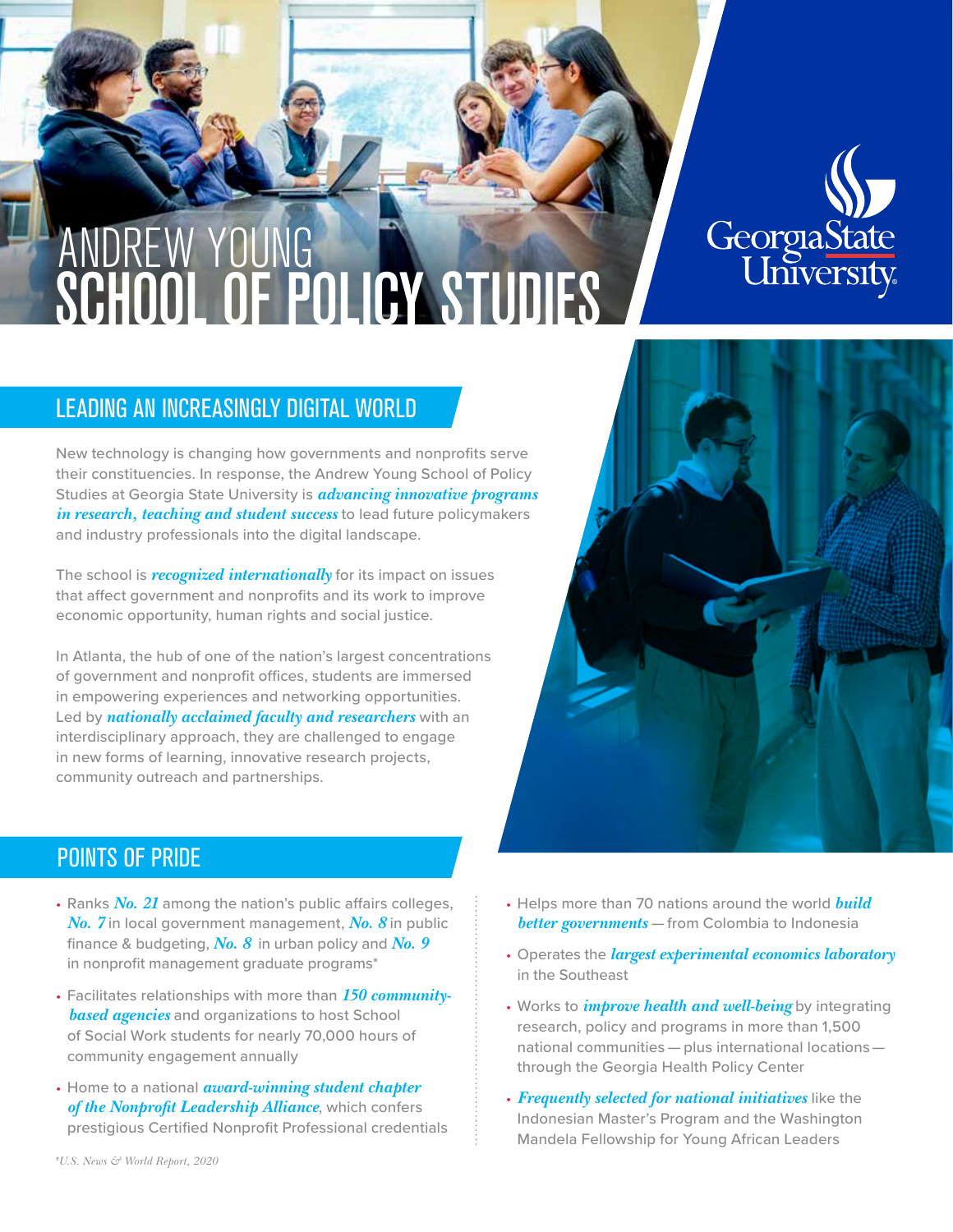# ANDREW YOUNG SCHOOL OF POLICY STUDIES

Georgia State University

## LEADING AN INCREASINGLY DIGITAL WORLD

New technology is changing how governments and nonprofits serve their constituencies. In response, the Andrew Young School of Policy Studies at Georgia State University is ***advancing innovative programs in research, teaching and student success*** to lead future policymakers and industry professionals into the digital landscape.

The school is ***recognized internationally*** for its impact on issues that affect government and nonprofits and its work to improve economic opportunity, human rights and social justice.

In Atlanta, the hub of one of the nation's largest concentrations of government and nonprofit offices, students are immersed in empowering experiences and networking opportunities. Led by ***nationally acclaimed faculty and researchers*** with an interdisciplinary approach, they are challenged to engage in new forms of learning, innovative research projects, community outreach and partnerships.

## POINTS OF PRIDE

- Ranks ***No. 21*** among the nation's public affairs colleges, ***No. 7*** in local government management, ***No. 8*** in public finance & budgeting, ***No. 8*** in urban policy and ***No. 9*** in nonprofit management graduate programs*
- Facilitates relationships with more than ***150 community-based agencies*** and organizations to host School of Social Work students for nearly 70,000 hours of community engagement annually
- Home to a national ***award-winning student chapter of the Nonprofit Leadership Alliance***, which confers prestigious Certified Nonprofit Professional credentials
- Helps more than 70 nations around the world ***build better governments*** — from Colombia to Indonesia
- Operates the ***largest experimental economics laboratory*** in the Southeast
- Works to ***improve health and well-being*** by integrating research, policy and programs in more than 1,500 national communities — plus international locations — through the Georgia Health Policy Center
- ***Frequently selected for national initiatives*** like the Indonesian Master's Program and the Washington Mandela Fellowship for Young African Leaders

*U.S. News & World Report, 2020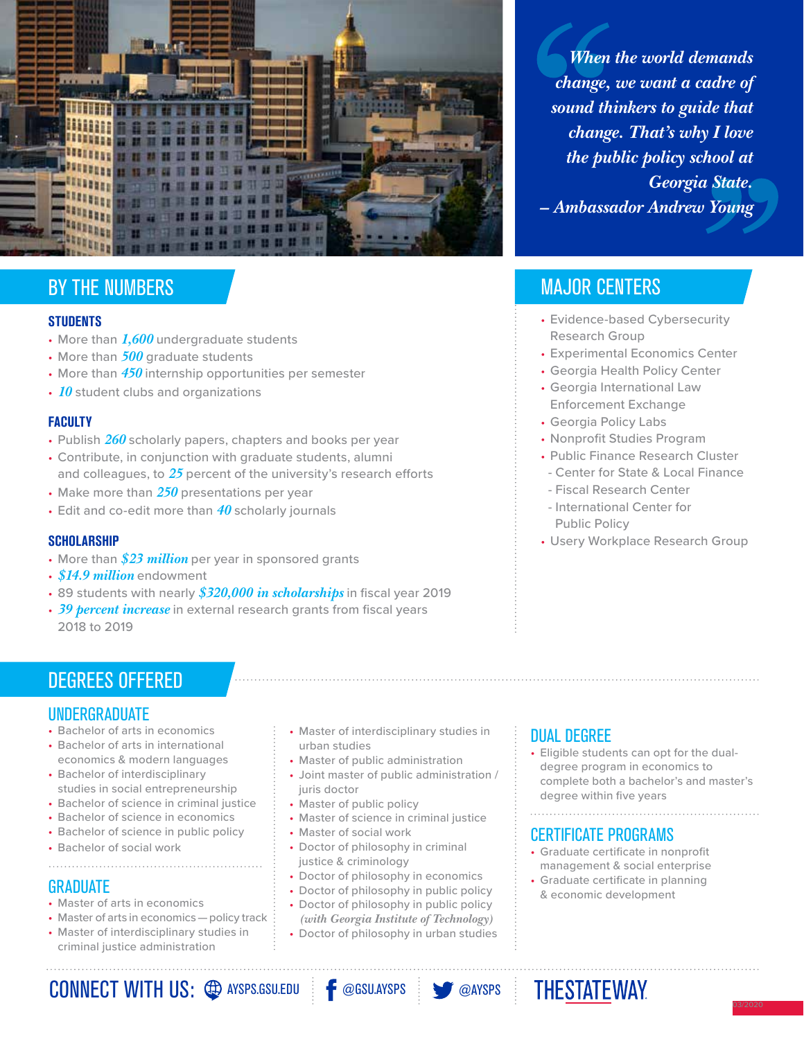*When the world demands change, we want a cadre of sound thinkers to guide that change. That's why I love the public policy school at Georgia State.*
*– Ambassador Andrew Young*

## BY THE NUMBERS

### STUDENTS

- More than ***1,600*** undergraduate students
- More than ***500*** graduate students
- More than ***450*** internship opportunities per semester
- ***10*** student clubs and organizations

### FACULTY

- Publish ***260*** scholarly papers, chapters and books per year
- Contribute, in conjunction with graduate students, alumni and colleagues, to ***25*** percent of the university's research efforts
- Make more than ***250*** presentations per year
- Edit and co-edit more than ***40*** scholarly journals

### SCHOLARSHIP

- More than ***$23 million*** per year in sponsored grants
- ***$14.9 million*** endowment
- 89 students with nearly ***$320,000 in scholarships*** in fiscal year 2019
- ***39 percent increase*** in external research grants from fiscal years 2018 to 2019

## MAJOR CENTERS

- Evidence-based Cybersecurity Research Group
- Experimental Economics Center
- Georgia Health Policy Center
- Georgia International Law Enforcement Exchange
- Georgia Policy Labs
- Nonprofit Studies Program
- Public Finance Research Cluster
  - Center for State & Local Finance
  - Fiscal Research Center
  - International Center for Public Policy
- Usery Workplace Research Group

## DEGREES OFFERED

### UNDERGRADUATE

- Bachelor of arts in economics
- Bachelor of arts in international economics & modern languages
- Bachelor of interdisciplinary studies in social entrepreneurship
- Bachelor of science in criminal justice
- Bachelor of science in economics
- Bachelor of science in public policy
- Bachelor of social work

### GRADUATE

- Master of arts in economics
- Master of arts in economics — policy track
- Master of interdisciplinary studies in criminal justice administration
- Master of interdisciplinary studies in urban studies
- Master of public administration
- Joint master of public administration / juris doctor
- Master of public policy
- Master of science in criminal justice
- Master of social work
- Doctor of philosophy in criminal justice & criminology
- Doctor of philosophy in economics
- Doctor of philosophy in public policy
- Doctor of philosophy in public policy *(with Georgia Institute of Technology)*
- Doctor of philosophy in urban studies

### DUAL DEGREE

- Eligible students can opt for the dual-degree program in economics to complete both a bachelor's and master's degree within five years

### CERTIFICATE PROGRAMS

- Graduate certificate in nonprofit management & social enterprise
- Graduate certificate in planning & economic development

CONNECT WITH US: AYSPS.GSU.EDU | @GSU.AYSPS | @AYSPS

THESTATEWAY.

03/2020